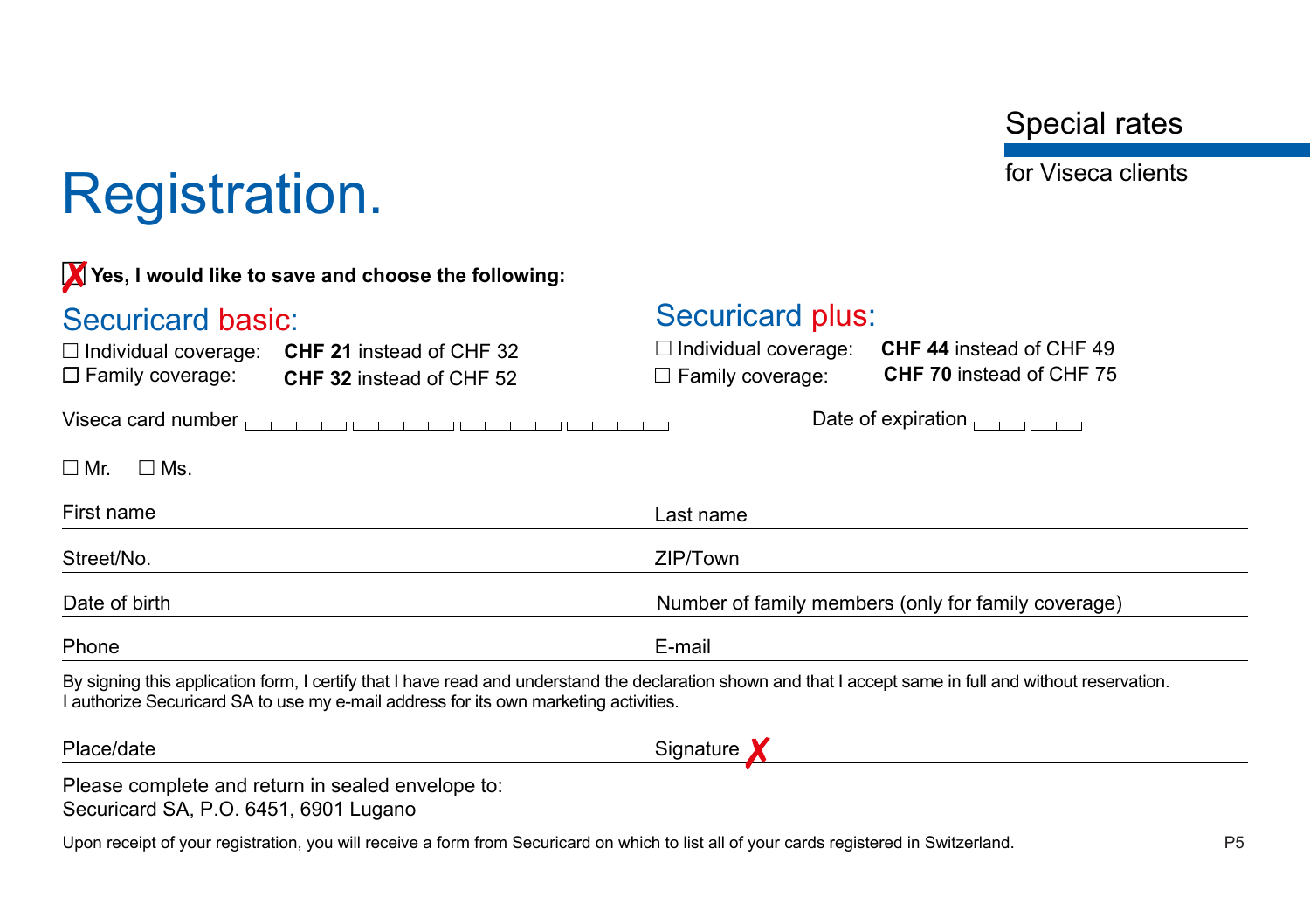Special rates

for Viseca clients

# Registration.

☒ **Yes, I would like to save and choose the following:**

## Securicard basic:

☐ Individual coverage: **CHF 21** instead of CHF 32
☐ Family coverage: **CHF 32** instead of CHF 52

## Securicard plus:

☐ Individual coverage: **CHF 44** instead of CHF 49
☐ Family coverage: **CHF 70** instead of CHF 75

Viseca card number

Date of expiration

☐ Mr. ☐ Ms.

First name

Last name

Street/No.

ZIP/Town

Date of birth

Number of family members (only for family coverage)

Phone

E-mail

By signing this application form, I certify that I have read and understand the declaration shown and that I accept same in full and without reservation.
I authorize Securicard SA to use my e-mail address for its own marketing activities.

Place/date

Signature ✗

Please complete and return in sealed envelope to:
Securicard SA, P.O. 6451, 6901 Lugano

Upon receipt of your registration, you will receive a form from Securicard on which to list all of your cards registered in Switzerland.

P5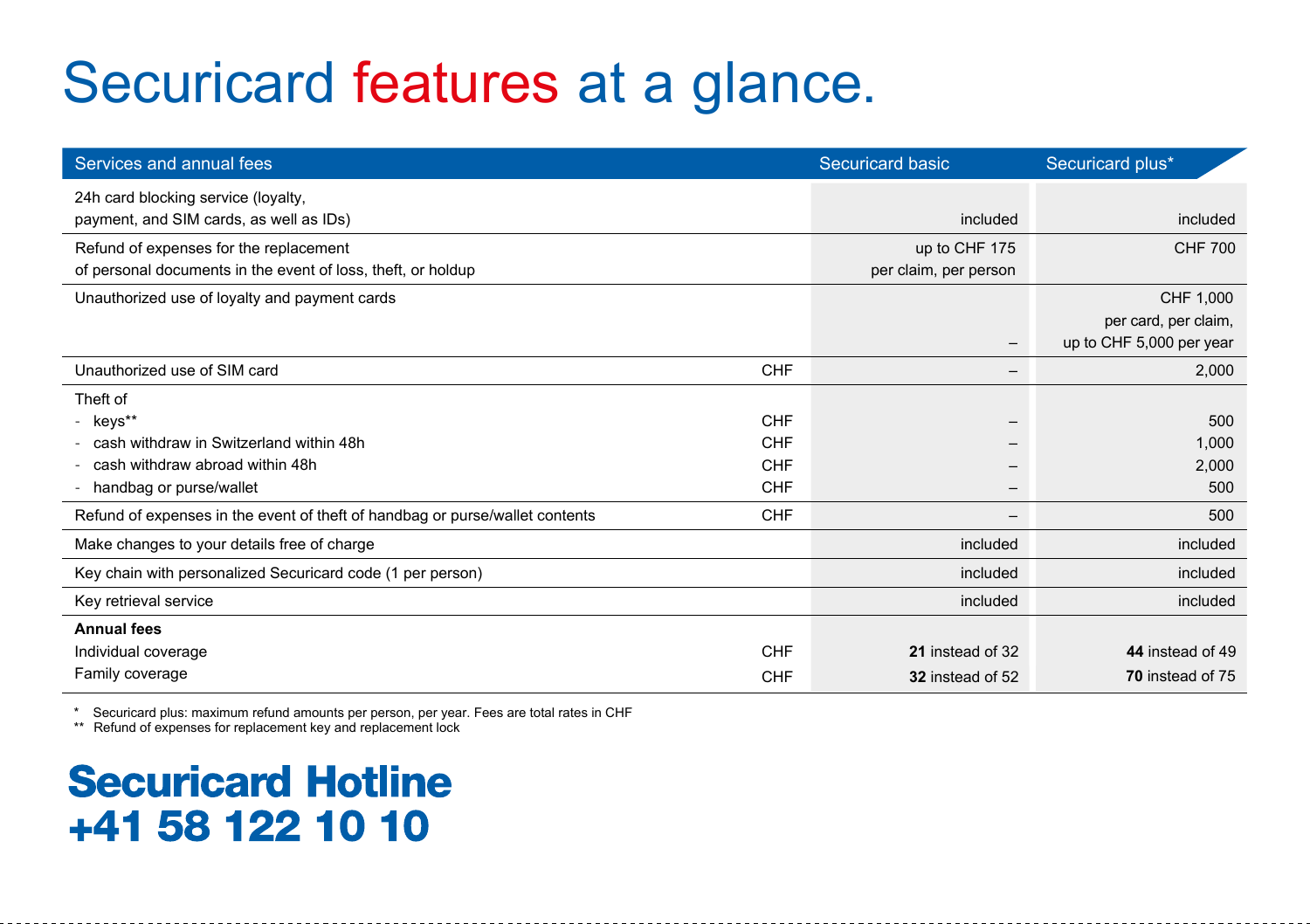# Securicard features at a glance.

| Services and annual fees | | Securicard basic | Securicard plus* |
|---|---|---|---|
| 24h card blocking service (loyalty, payment, and SIM cards, as well as IDs) | | included | included |
| Refund of expenses for the replacement of personal documents in the event of loss, theft, or holdup | | up to CHF 175 per claim, per person | CHF 700 |
| Unauthorized use of loyalty and payment cards | | – | CHF 1,000 per card, per claim, up to CHF 5,000 per year |
| Unauthorized use of SIM card | CHF | – | 2,000 |
| Theft of | | | |
| - keys** | CHF | – | 500 |
| - cash withdraw in Switzerland within 48h | CHF | – | 1,000 |
| - cash withdraw abroad within 48h | CHF | – | 2,000 |
| - handbag or purse/wallet | CHF | – | 500 |
| Refund of expenses in the event of theft of handbag or purse/wallet contents | CHF | – | 500 |
| Make changes to your details free of charge | | included | included |
| Key chain with personalized Securicard code (1 per person) | | included | included |
| Key retrieval service | | included | included |
| **Annual fees** | | | |
| Individual coverage | CHF | **21** instead of 32 | **44** instead of 49 |
| Family coverage | CHF | **32** instead of 52 | **70** instead of 75 |

\* Securicard plus: maximum refund amounts per person, per year. Fees are total rates in CHF

\*\* Refund of expenses for replacement key and replacement lock

## Securicard Hotline
## +41 58 122 10 10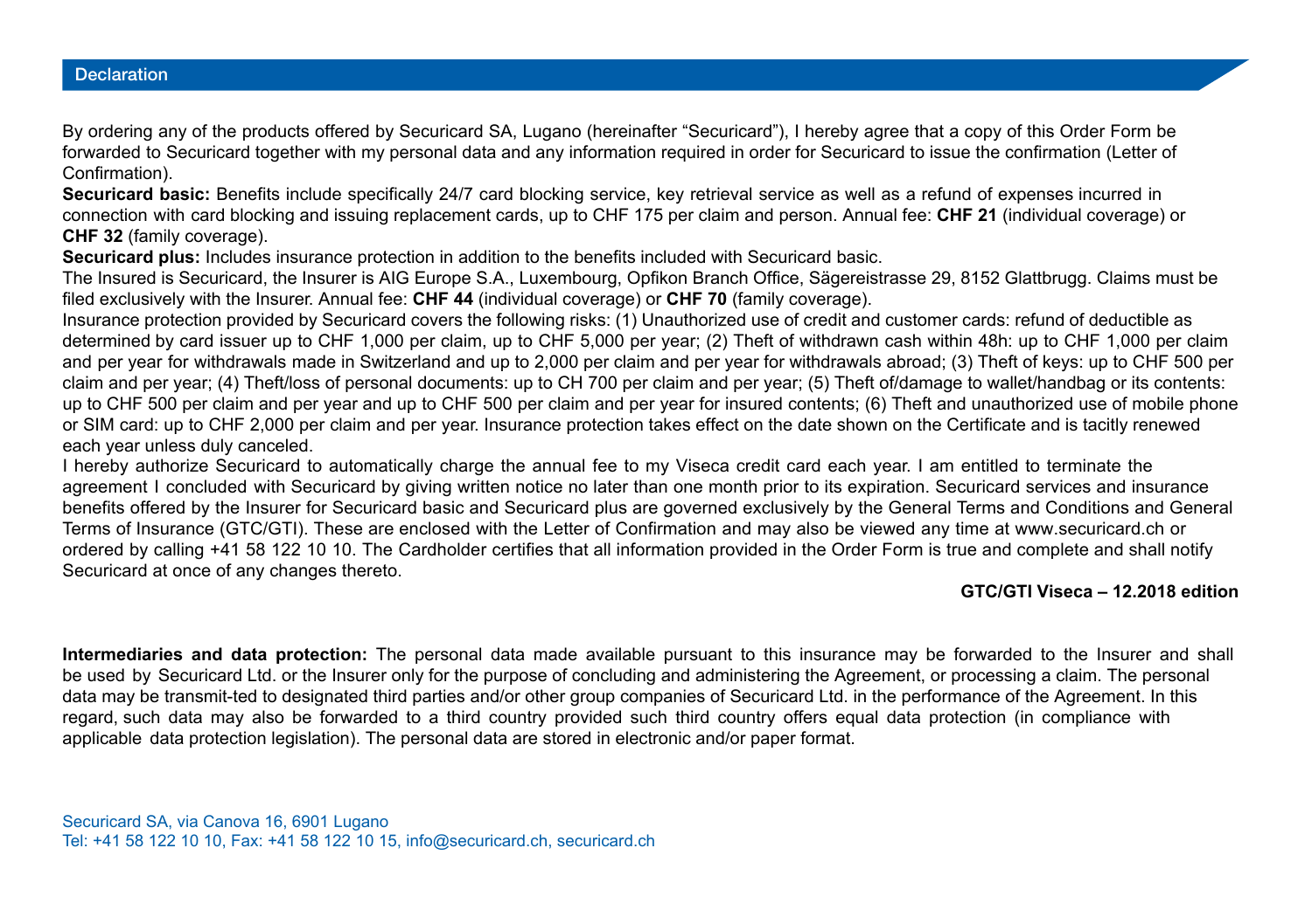## Declaration

By ordering any of the products offered by Securicard SA, Lugano (hereinafter "Securicard"), I hereby agree that a copy of this Order Form be forwarded to Securicard together with my personal data and any information required in order for Securicard to issue the confirmation (Letter of Confirmation).

**Securicard basic:** Benefits include specifically 24/7 card blocking service, key retrieval service as well as a refund of expenses incurred in connection with card blocking and issuing replacement cards, up to CHF 175 per claim and person. Annual fee: **CHF 21** (individual coverage) or **CHF 32** (family coverage).

**Securicard plus:** Includes insurance protection in addition to the benefits included with Securicard basic.

The Insured is Securicard, the Insurer is AIG Europe S.A., Luxembourg, Opfikon Branch Office, Sägereistrasse 29, 8152 Glattbrugg. Claims must be filed exclusively with the Insurer. Annual fee: **CHF 44** (individual coverage) or **CHF 70** (family coverage).

Insurance protection provided by Securicard covers the following risks: (1) Unauthorized use of credit and customer cards: refund of deductible as determined by card issuer up to CHF 1,000 per claim, up to CHF 5,000 per year; (2) Theft of withdrawn cash within 48h: up to CHF 1,000 per claim and per year for withdrawals made in Switzerland and up to 2,000 per claim and per year for withdrawals abroad; (3) Theft of keys: up to CHF 500 per claim and per year; (4) Theft/loss of personal documents: up to CH 700 per claim and per year; (5) Theft of/damage to wallet/handbag or its contents: up to CHF 500 per claim and per year and up to CHF 500 per claim and per year for insured contents; (6) Theft and unauthorized use of mobile phone or SIM card: up to CHF 2,000 per claim and per year. Insurance protection takes effect on the date shown on the Certificate and is tacitly renewed each year unless duly canceled.

I hereby authorize Securicard to automatically charge the annual fee to my Viseca credit card each year. I am entitled to terminate the agreement I concluded with Securicard by giving written notice no later than one month prior to its expiration. Securicard services and insurance benefits offered by the Insurer for Securicard basic and Securicard plus are governed exclusively by the General Terms and Conditions and General Terms of Insurance (GTC/GTI). These are enclosed with the Letter of Confirmation and may also be viewed any time at www.securicard.ch or ordered by calling +41 58 122 10 10. The Cardholder certifies that all information provided in the Order Form is true and complete and shall notify Securicard at once of any changes thereto.

**GTC/GTI Viseca – 12.2018 edition**

**Intermediaries and data protection:** The personal data made available pursuant to this insurance may be forwarded to the Insurer and shall be used by Securicard Ltd. or the Insurer only for the purpose of concluding and administering the Agreement, or processing a claim. The personal data may be transmit-ted to designated third parties and/or other group companies of Securicard Ltd. in the performance of the Agreement. In this regard, such data may also be forwarded to a third country provided such third country offers equal data protection (in compliance with applicable data protection legislation). The personal data are stored in electronic and/or paper format.

Securicard SA, via Canova 16, 6901 Lugano
Tel: +41 58 122 10 10, Fax: +41 58 122 10 15, info@securicard.ch, securicard.ch